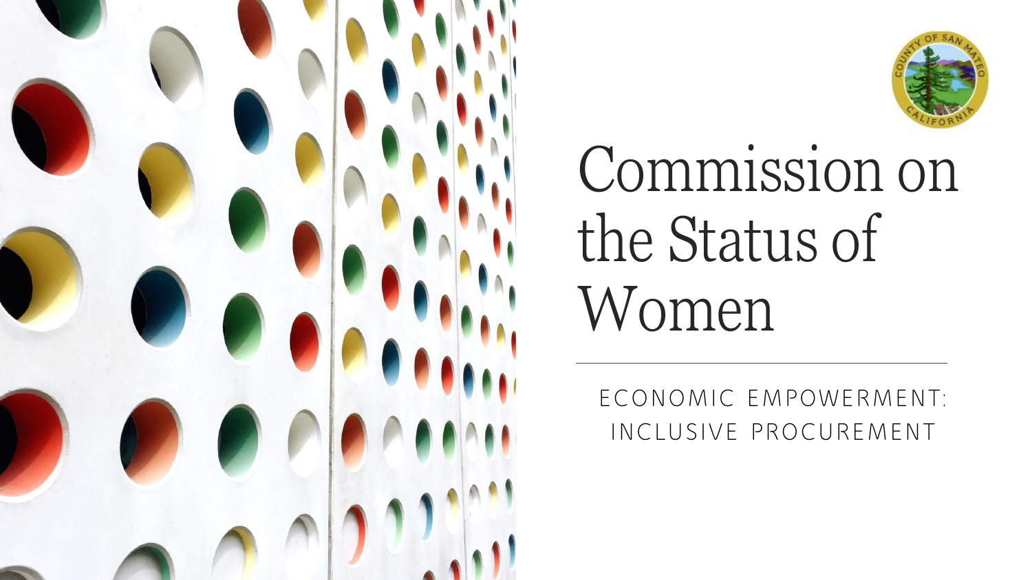# Commission on the Status of Women

## ECONOMIC EMPOWERMENT: INCLUSIVE PROCUREMENT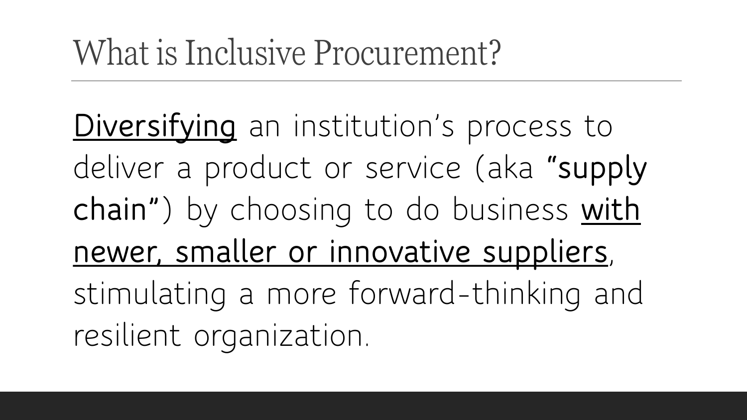# What is Inclusive Procurement?

Diversifying an institution's process to deliver a product or service (aka **"supply chain"**) by choosing to do business with newer, smaller or innovative suppliers, stimulating a more forward-thinking and resilient organization.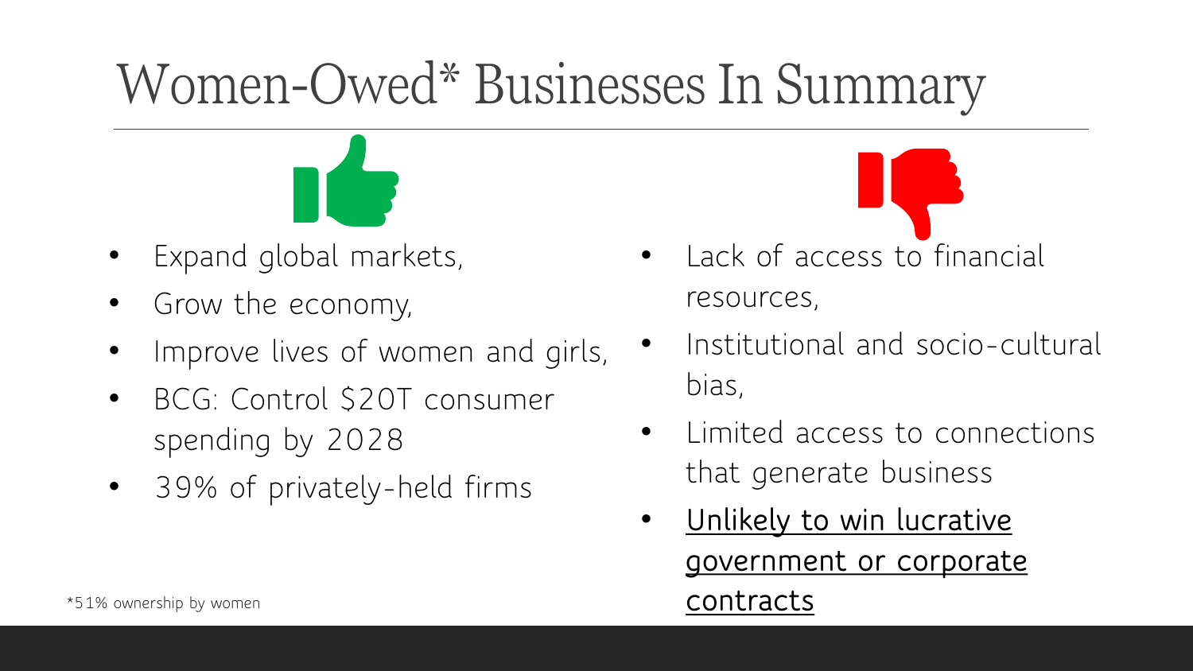# Women-Owed* Businesses In Summary

- Expand global markets,
- Grow the economy,
- Improve lives of women and girls,
- BCG: Control $20T consumer spending by 2028
- 39% of privately-held firms

- Lack of access to financial resources,
- Institutional and socio-cultural bias,
- Limited access to connections that generate business
- <u>Unlikely to win lucrative government or corporate contracts</u>

*51% ownership by women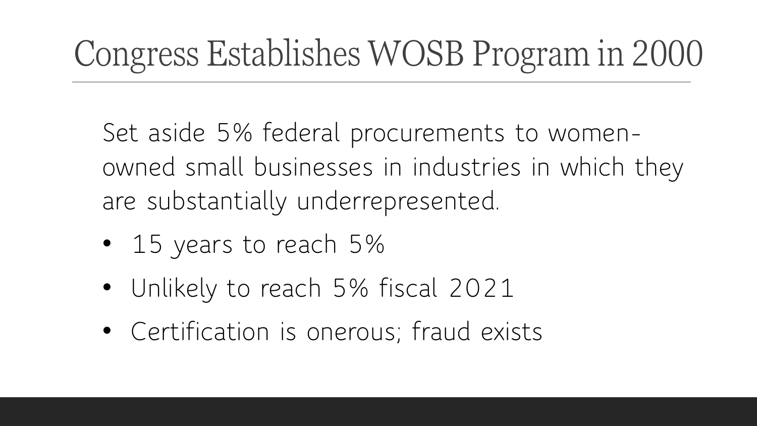# Congress Establishes WOSB Program in 2000

Set aside 5% federal procurements to women-owned small businesses in industries in which they are substantially underrepresented.

- 15 years to reach 5%
- Unlikely to reach 5% fiscal 2021
- Certification is onerous; fraud exists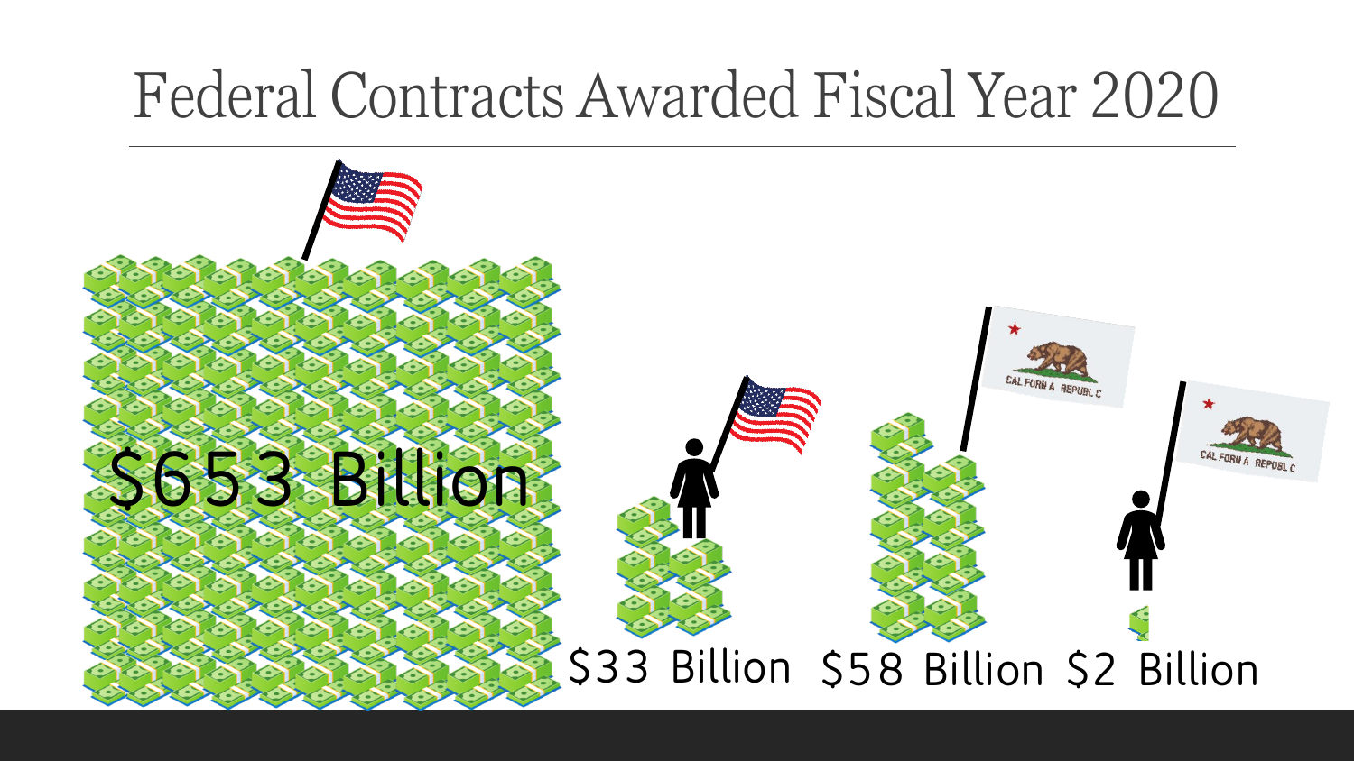# Federal Contracts Awarded Fiscal Year 2020

$653 Billion

$33 Billion

$58 Billion

$2 Billion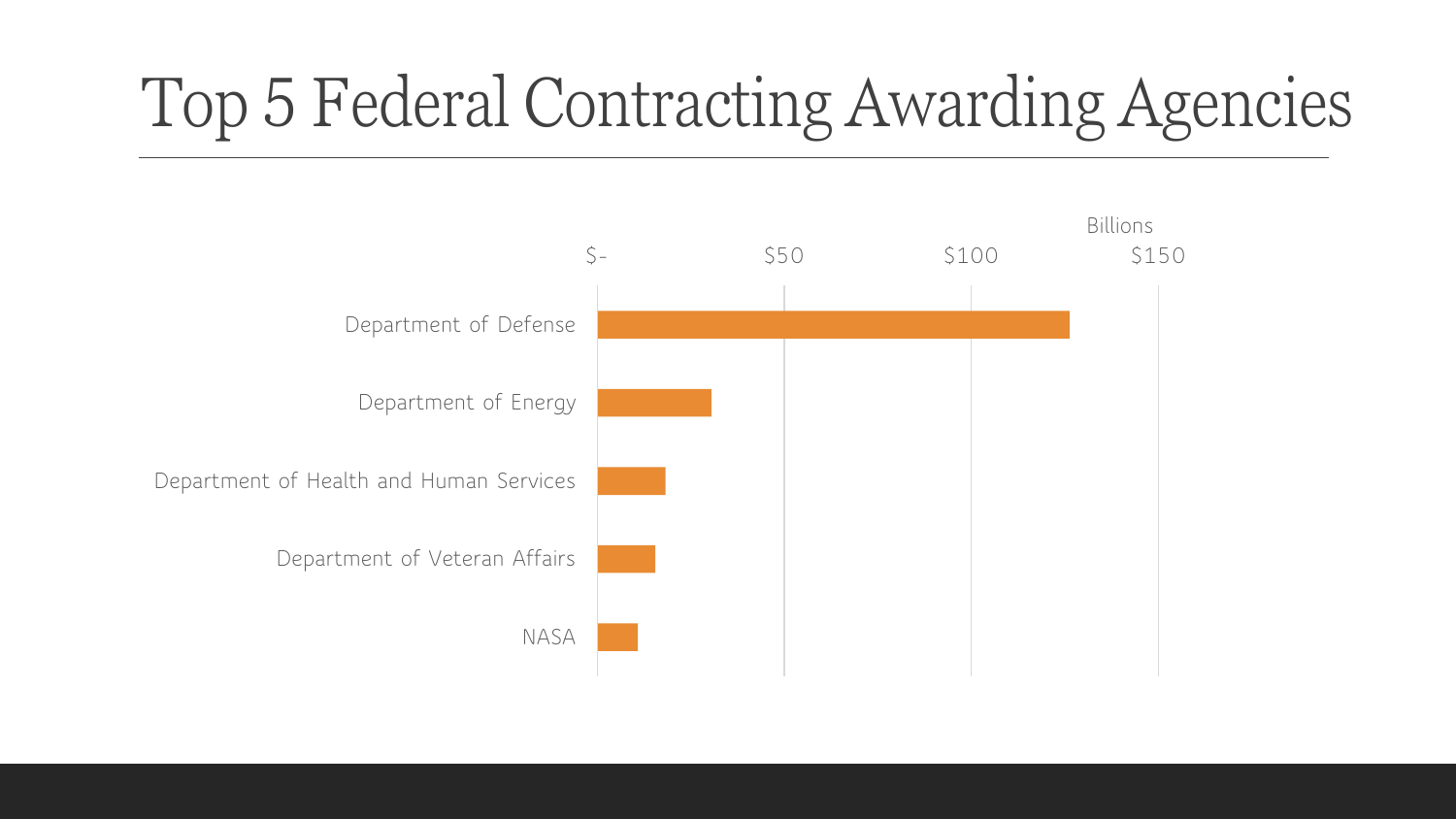# Top 5 Federal Contracting Awarding Agencies

Billions

$- $50 $100 $150

Department of Defense

Department of Energy

Department of Health and Human Services

Department of Veteran Affairs

NASA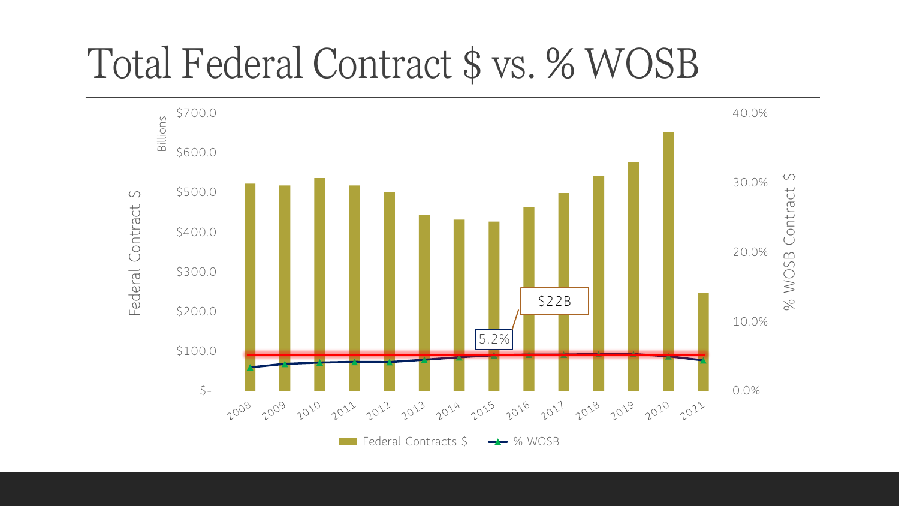# Total Federal Contract $ vs. % WOSB

Billions

Federal Contract $

% WOSB Contract $

$700.0
$600.0
$500.0
$400.0
$300.0
$200.0
$100.0
$-

40.0%
30.0%
20.0%
10.0%
0.0%

$22B

5.2%

2008 2009 2010 2011 2012 2013 2014 2015 2016 2017 2018 2019 2020 2021

Federal Contracts $ — % WOSB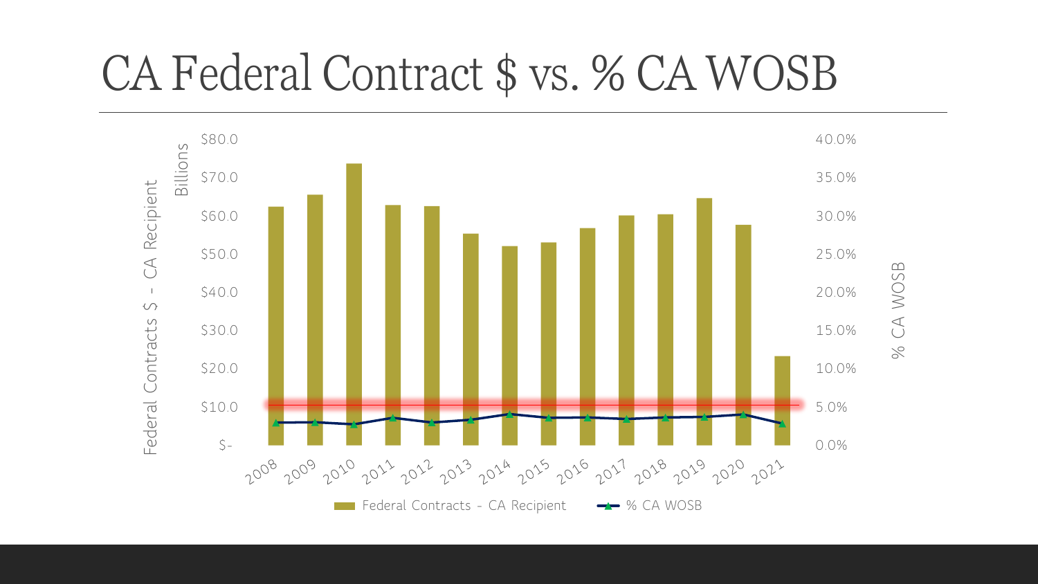# CA Federal Contract $ vs. % CA WOSB

Federal Contracts $ - CA Recipient (Billions)

% CA WOSB

$80.0 · $70.0 · $60.0 · $50.0 · $40.0 · $30.0 · $20.0 · $10.0 · $-

40.0% · 35.0% · 30.0% · 25.0% · 20.0% · 15.0% · 10.0% · 5.0% · 0.0%

2008 · 2009 · 2010 · 2011 · 2012 · 2013 · 2014 · 2015 · 2016 · 2017 · 2018 · 2019 · 2020 · 2021

Federal Contracts - CA Recipient · % CA WOSB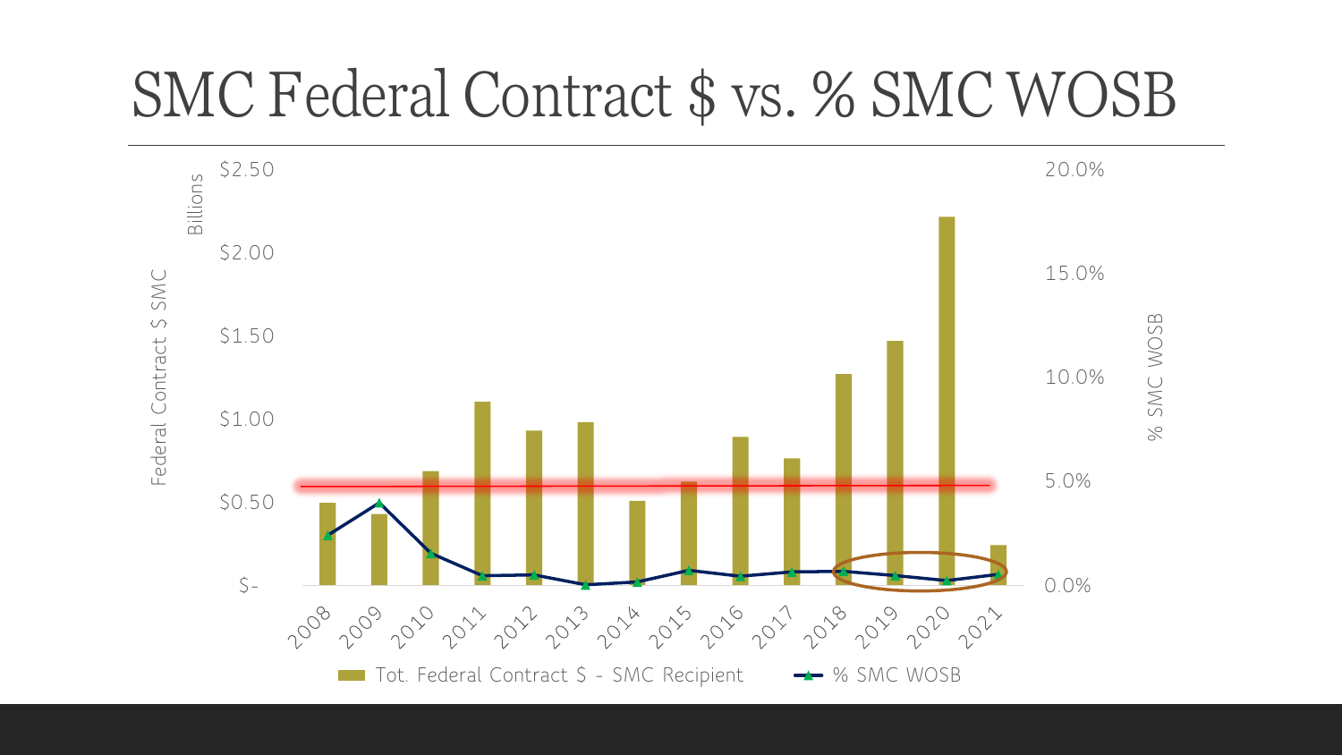# SMC Federal Contract $ vs. % SMC WOSB

Billions

Federal Contract $ SMC

$2.50

$2.00

$1.50

$1.00

$0.50

$-

20.0%

15.0%

10.0%

5.0%

0.0%

% SMC WOSB

2008 2009 2010 2011 2012 2013 2014 2015 2016 2017 2018 2019 2020 2021

Tot. Federal Contract $ - SMC Recipient

% SMC WOSB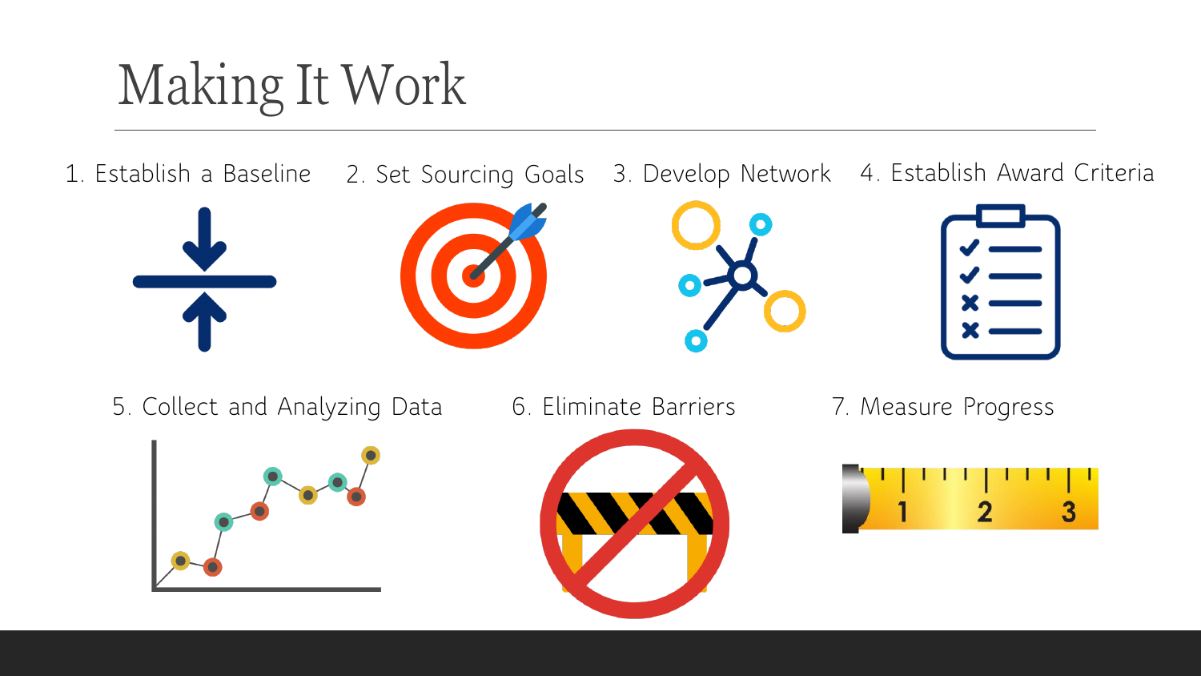# Making It Work

1. Establish a Baseline
2. Set Sourcing Goals
3. Develop Network
4. Establish Award Criteria
5. Collect and Analyzing Data
6. Eliminate Barriers
7. Measure Progress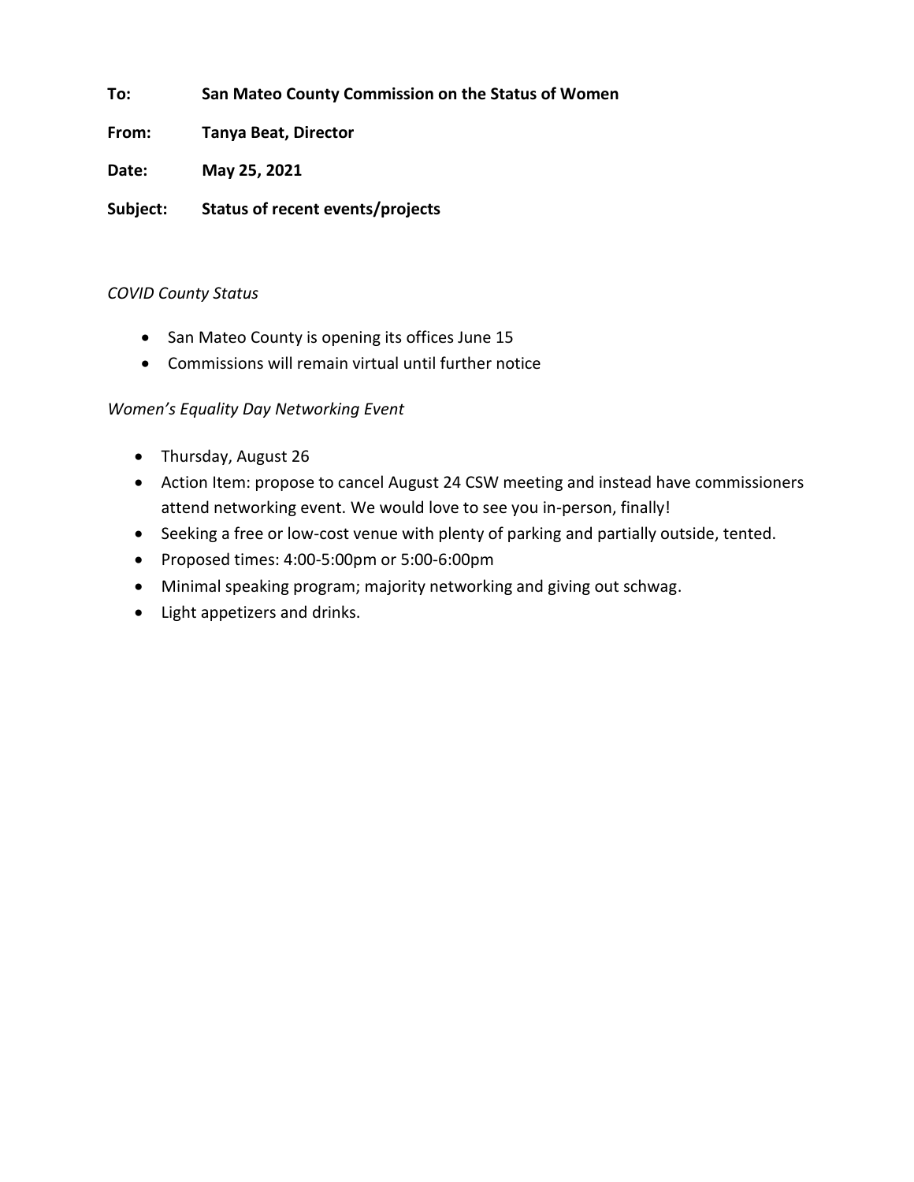**To:** **San Mateo County Commission on the Status of Women**

**From:** **Tanya Beat, Director**

**Date:** **May 25, 2021**

**Subject:** **Status of recent events/projects**

*COVID County Status*

- San Mateo County is opening its offices June 15
- Commissions will remain virtual until further notice

*Women's Equality Day Networking Event*

- Thursday, August 26
- Action Item: propose to cancel August 24 CSW meeting and instead have commissioners attend networking event. We would love to see you in-person, finally!
- Seeking a free or low-cost venue with plenty of parking and partially outside, tented.
- Proposed times: 4:00-5:00pm or 5:00-6:00pm
- Minimal speaking program; majority networking and giving out schwag.
- Light appetizers and drinks.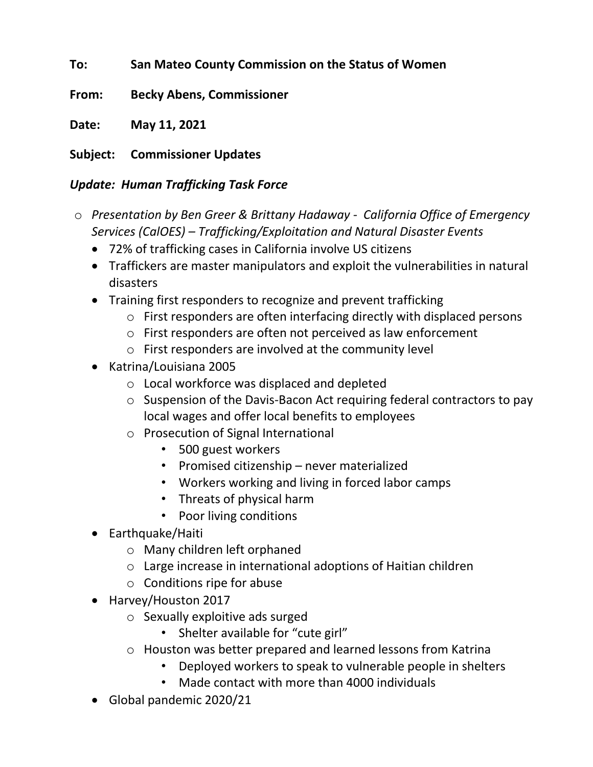**To:** **San Mateo County Commission on the Status of Women**

**From:** **Becky Abens, Commissioner**

**Date:** **May 11, 2021**

**Subject:** **Commissioner Updates**

***Update: Human Trafficking Task Force***

- *Presentation by Ben Greer & Brittany Hadaway - California Office of Emergency Services (CalOES) – Trafficking/Exploitation and Natural Disaster Events*
  - 72% of trafficking cases in California involve US citizens
  - Traffickers are master manipulators and exploit the vulnerabilities in natural disasters
  - Training first responders to recognize and prevent trafficking
    - First responders are often interfacing directly with displaced persons
    - First responders are often not perceived as law enforcement
    - First responders are involved at the community level
  - Katrina/Louisiana 2005
    - Local workforce was displaced and depleted
    - Suspension of the Davis-Bacon Act requiring federal contractors to pay local wages and offer local benefits to employees
    - Prosecution of Signal International
      - 500 guest workers
      - Promised citizenship – never materialized
      - Workers working and living in forced labor camps
      - Threats of physical harm
      - Poor living conditions
  - Earthquake/Haiti
    - Many children left orphaned
    - Large increase in international adoptions of Haitian children
    - Conditions ripe for abuse
  - Harvey/Houston 2017
    - Sexually exploitive ads surged
      - Shelter available for "cute girl"
    - Houston was better prepared and learned lessons from Katrina
      - Deployed workers to speak to vulnerable people in shelters
      - Made contact with more than 4000 individuals
  - Global pandemic 2020/21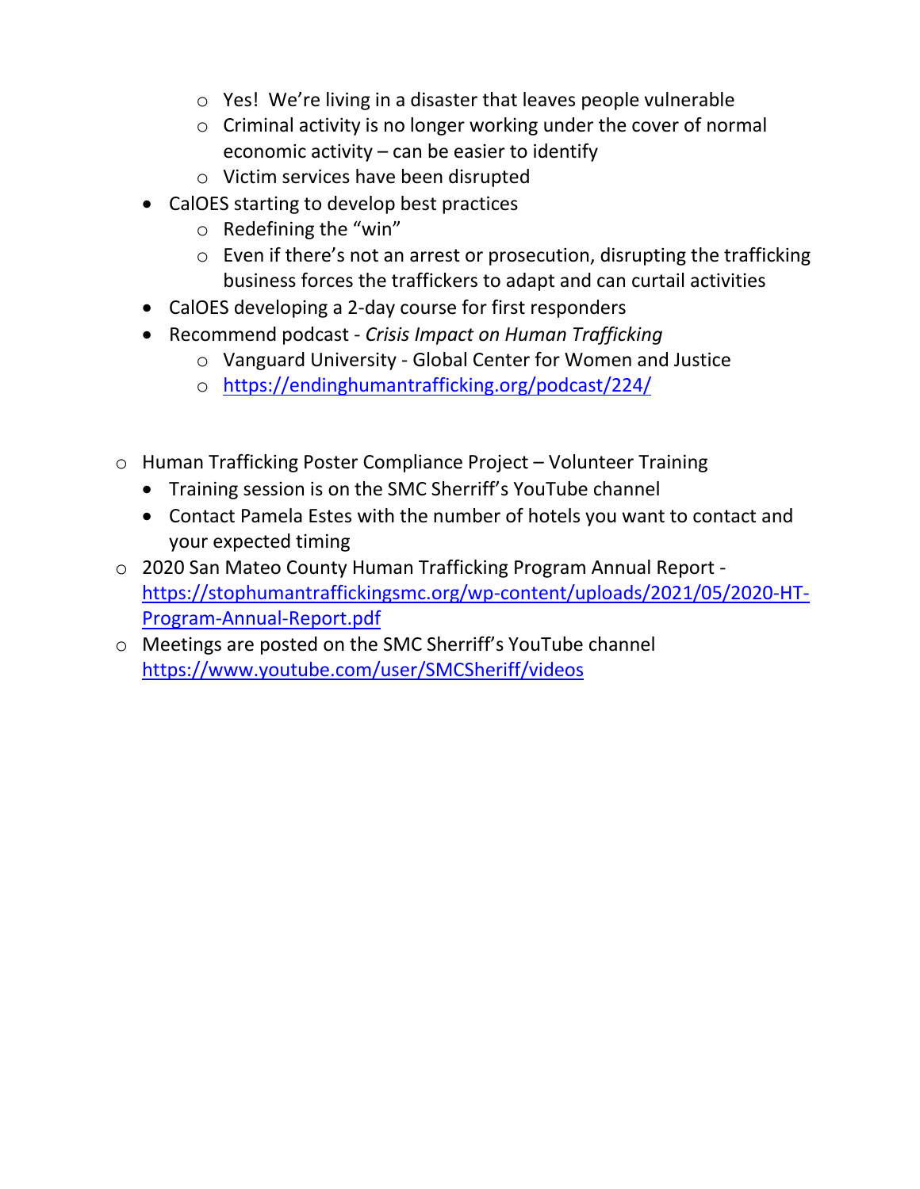- Yes!  We're living in a disaster that leaves people vulnerable
        - Criminal activity is no longer working under the cover of normal economic activity – can be easier to identify
        - Victim services have been disrupted
    - CalOES starting to develop best practices
        - Redefining the "win"
        - Even if there's not an arrest or prosecution, disrupting the trafficking business forces the traffickers to adapt and can curtail activities
    - CalOES developing a 2-day course for first responders
    - Recommend podcast - *Crisis Impact on Human Trafficking*
        - Vanguard University - Global Center for Women and Justice
        - https://endinghumantrafficking.org/podcast/224/

- Human Trafficking Poster Compliance Project – Volunteer Training
    - Training session is on the SMC Sherriff's YouTube channel
    - Contact Pamela Estes with the number of hotels you want to contact and your expected timing
- 2020 San Mateo County Human Trafficking Program Annual Report - https://stophumantraffickingsmc.org/wp-content/uploads/2021/05/2020-HT-Program-Annual-Report.pdf
- Meetings are posted on the SMC Sherriff's YouTube channel https://www.youtube.com/user/SMCSheriff/videos